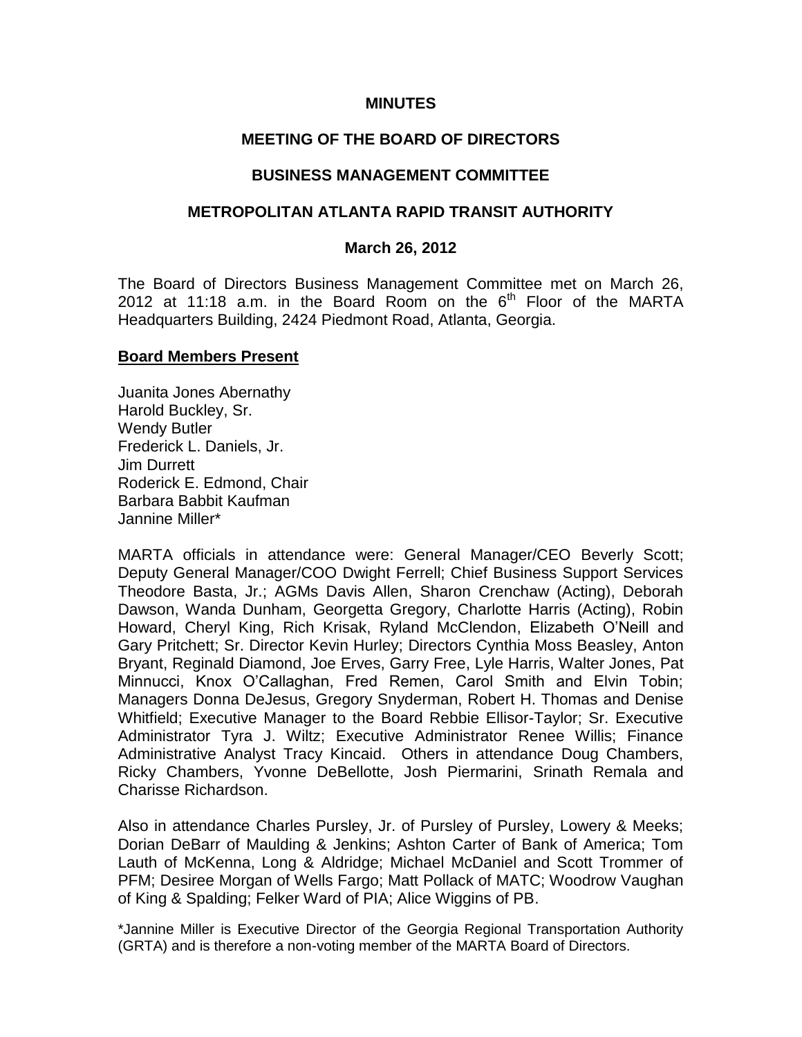**MINUTES**

**MEETING OF THE BOARD OF DIRECTORS**

**BUSINESS MANAGEMENT COMMITTEE**

**METROPOLITAN ATLANTA RAPID TRANSIT AUTHORITY**

**March 26, 2012**

The Board of Directors Business Management Committee met on March 26, 2012 at 11:18 a.m. in the Board Room on the 6th Floor of the MARTA Headquarters Building, 2424 Piedmont Road, Atlanta, Georgia.

**<u>Board Members Present</u>**

Juanita Jones Abernathy
Harold Buckley, Sr.
Wendy Butler
Frederick L. Daniels, Jr.
Jim Durrett
Roderick E. Edmond, Chair
Barbara Babbit Kaufman
Jannine Miller*

MARTA officials in attendance were: General Manager/CEO Beverly Scott; Deputy General Manager/COO Dwight Ferrell; Chief Business Support Services Theodore Basta, Jr.; AGMs Davis Allen, Sharon Crenchaw (Acting), Deborah Dawson, Wanda Dunham, Georgetta Gregory, Charlotte Harris (Acting), Robin Howard, Cheryl King, Rich Krisak, Ryland McClendon, Elizabeth O'Neill and Gary Pritchett; Sr. Director Kevin Hurley; Directors Cynthia Moss Beasley, Anton Bryant, Reginald Diamond, Joe Erves, Garry Free, Lyle Harris, Walter Jones, Pat Minnucci, Knox O'Callaghan, Fred Remen, Carol Smith and Elvin Tobin; Managers Donna DeJesus, Gregory Snyderman, Robert H. Thomas and Denise Whitfield; Executive Manager to the Board Rebbie Ellisor-Taylor; Sr. Executive Administrator Tyra J. Wiltz; Executive Administrator Renee Willis; Finance Administrative Analyst Tracy Kincaid. Others in attendance Doug Chambers, Ricky Chambers, Yvonne DeBellotte, Josh Piermarini, Srinath Remala and Charisse Richardson.

Also in attendance Charles Pursley, Jr. of Pursley of Pursley, Lowery & Meeks; Dorian DeBarr of Maulding & Jenkins; Ashton Carter of Bank of America; Tom Lauth of McKenna, Long & Aldridge; Michael McDaniel and Scott Trommer of PFM; Desiree Morgan of Wells Fargo; Matt Pollack of MATC; Woodrow Vaughan of King & Spalding; Felker Ward of PIA; Alice Wiggins of PB.

*Jannine Miller is Executive Director of the Georgia Regional Transportation Authority (GRTA) and is therefore a non-voting member of the MARTA Board of Directors.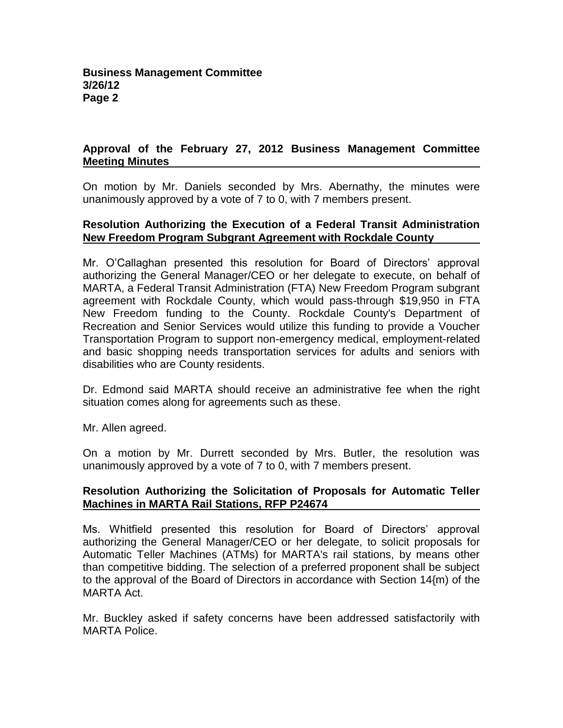**Approval of the February 27, 2012 Business Management Committee Meeting Minutes**

On motion by Mr. Daniels seconded by Mrs. Abernathy, the minutes were unanimously approved by a vote of 7 to 0, with 7 members present.

**Resolution Authorizing the Execution of a Federal Transit Administration New Freedom Program Subgrant Agreement with Rockdale County**

Mr. O'Callaghan presented this resolution for Board of Directors' approval authorizing the General Manager/CEO or her delegate to execute, on behalf of MARTA, a Federal Transit Administration (FTA) New Freedom Program subgrant agreement with Rockdale County, which would pass-through $19,950 in FTA New Freedom funding to the County. Rockdale County's Department of Recreation and Senior Services would utilize this funding to provide a Voucher Transportation Program to support non-emergency medical, employment-related and basic shopping needs transportation services for adults and seniors with disabilities who are County residents.

Dr. Edmond said MARTA should receive an administrative fee when the right situation comes along for agreements such as these.

Mr. Allen agreed.

On a motion by Mr. Durrett seconded by Mrs. Butler, the resolution was unanimously approved by a vote of 7 to 0, with 7 members present.

**Resolution Authorizing the Solicitation of Proposals for Automatic Teller Machines in MARTA Rail Stations, RFP P24674**

Ms. Whitfield presented this resolution for Board of Directors' approval authorizing the General Manager/CEO or her delegate, to solicit proposals for Automatic Teller Machines (ATMs) for MARTA's rail stations, by means other than competitive bidding. The selection of a preferred proponent shall be subject to the approval of the Board of Directors in accordance with Section 14{m) of the MARTA Act.

Mr. Buckley asked if safety concerns have been addressed satisfactorily with MARTA Police.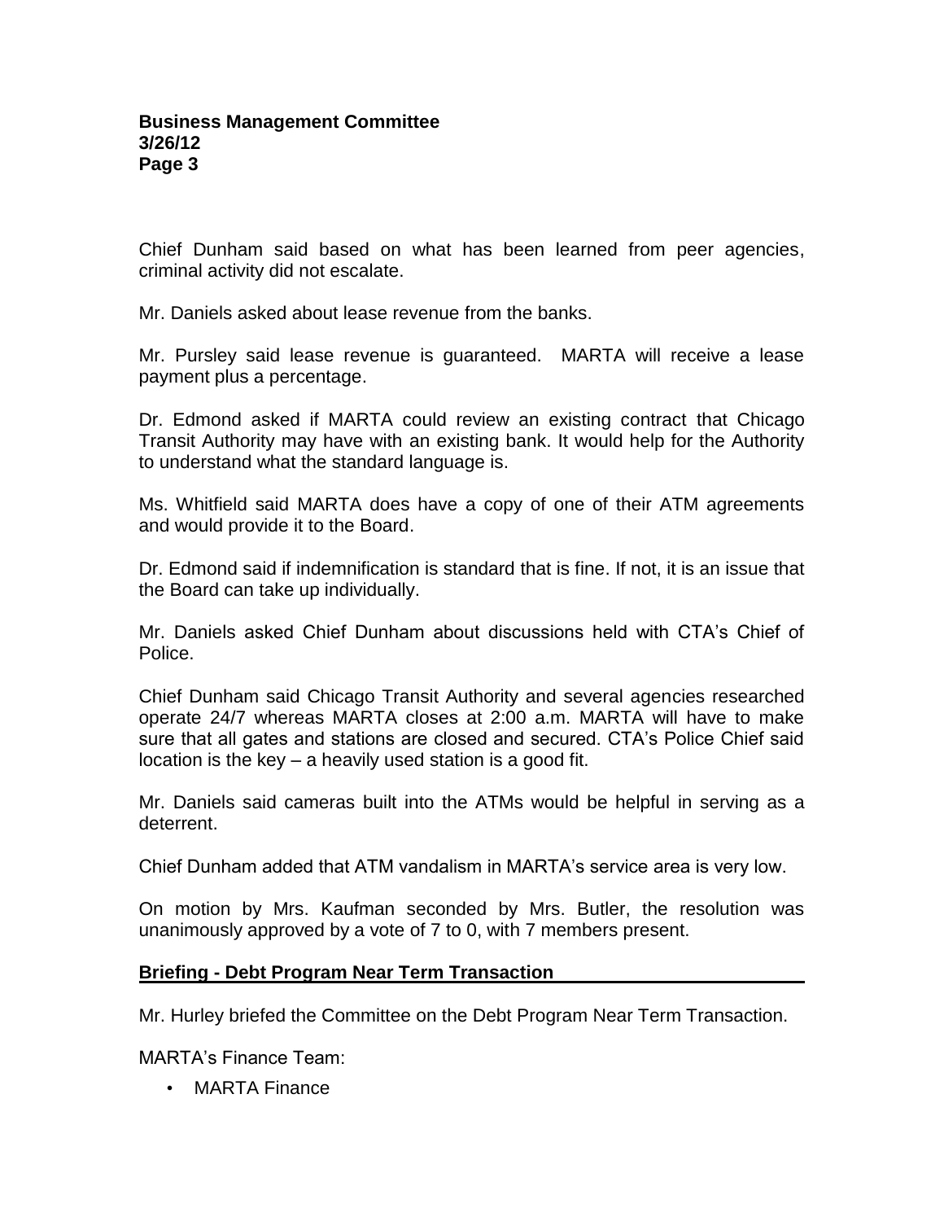Chief Dunham said based on what has been learned from peer agencies, criminal activity did not escalate.

Mr. Daniels asked about lease revenue from the banks.

Mr. Pursley said lease revenue is guaranteed. MARTA will receive a lease payment plus a percentage.

Dr. Edmond asked if MARTA could review an existing contract that Chicago Transit Authority may have with an existing bank. It would help for the Authority to understand what the standard language is.

Ms. Whitfield said MARTA does have a copy of one of their ATM agreements and would provide it to the Board.

Dr. Edmond said if indemnification is standard that is fine. If not, it is an issue that the Board can take up individually.

Mr. Daniels asked Chief Dunham about discussions held with CTA's Chief of Police.

Chief Dunham said Chicago Transit Authority and several agencies researched operate 24/7 whereas MARTA closes at 2:00 a.m. MARTA will have to make sure that all gates and stations are closed and secured. CTA's Police Chief said location is the key – a heavily used station is a good fit.

Mr. Daniels said cameras built into the ATMs would be helpful in serving as a deterrent.

Chief Dunham added that ATM vandalism in MARTA's service area is very low.

On motion by Mrs. Kaufman seconded by Mrs. Butler, the resolution was unanimously approved by a vote of 7 to 0, with 7 members present.

## Briefing - Debt Program Near Term Transaction

Mr. Hurley briefed the Committee on the Debt Program Near Term Transaction.

MARTA's Finance Team:

- MARTA Finance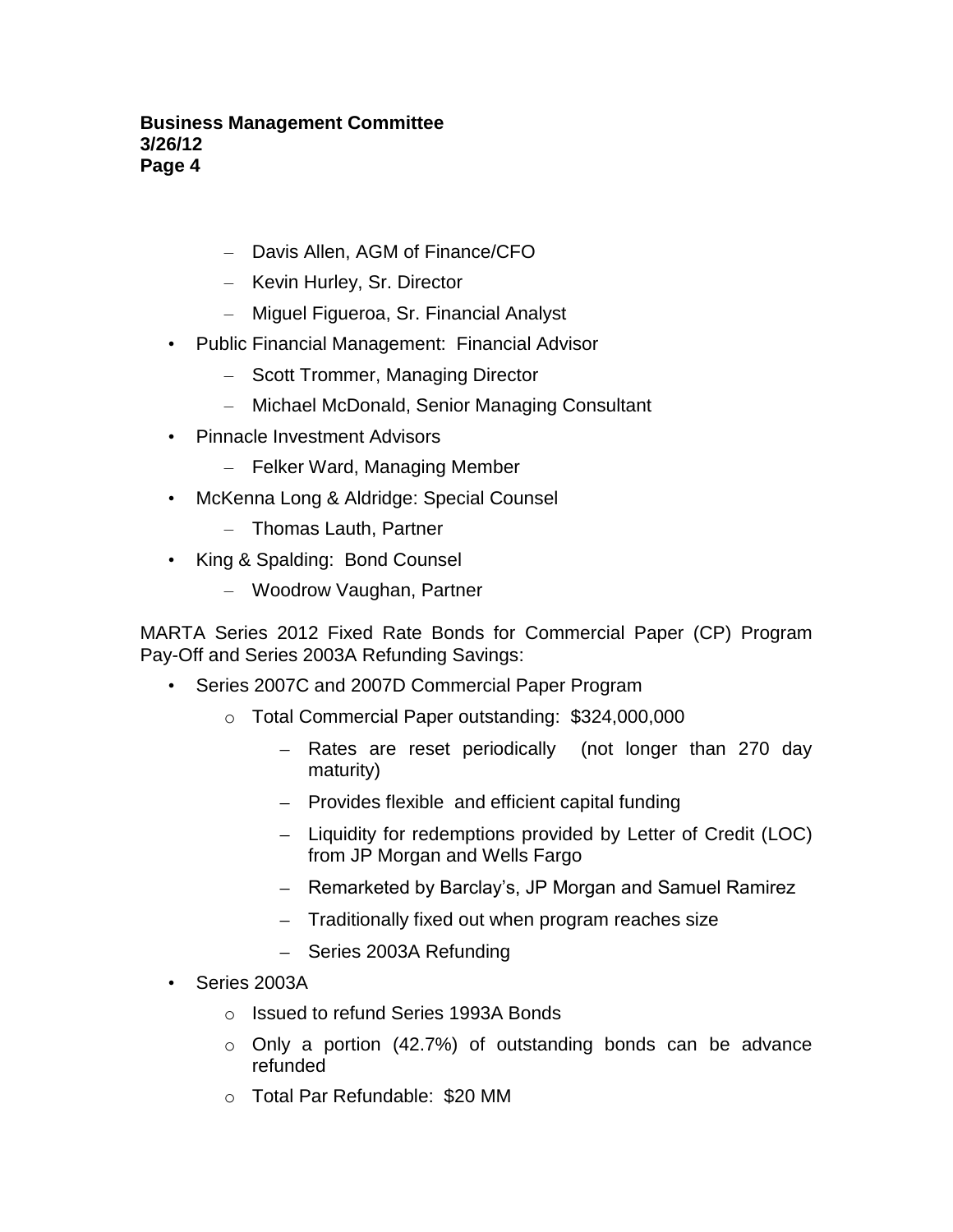- Davis Allen, AGM of Finance/CFO
- Kevin Hurley, Sr. Director
- Miguel Figueroa, Sr. Financial Analyst

- Public Financial Management: Financial Advisor
  - Scott Trommer, Managing Director
  - Michael McDonald, Senior Managing Consultant
- Pinnacle Investment Advisors
  - Felker Ward, Managing Member
- McKenna Long & Aldridge: Special Counsel
  - Thomas Lauth, Partner
- King & Spalding: Bond Counsel
  - Woodrow Vaughan, Partner

MARTA Series 2012 Fixed Rate Bonds for Commercial Paper (CP) Program Pay-Off and Series 2003A Refunding Savings:

- Series 2007C and 2007D Commercial Paper Program
  - Total Commercial Paper outstanding: $324,000,000
    - Rates are reset periodically (not longer than 270 day maturity)
    - Provides flexible and efficient capital funding
    - Liquidity for redemptions provided by Letter of Credit (LOC) from JP Morgan and Wells Fargo
    - Remarketed by Barclay's, JP Morgan and Samuel Ramirez
    - Traditionally fixed out when program reaches size
    - Series 2003A Refunding
- Series 2003A
  - Issued to refund Series 1993A Bonds
  - Only a portion (42.7%) of outstanding bonds can be advance refunded
  - Total Par Refundable: $20 MM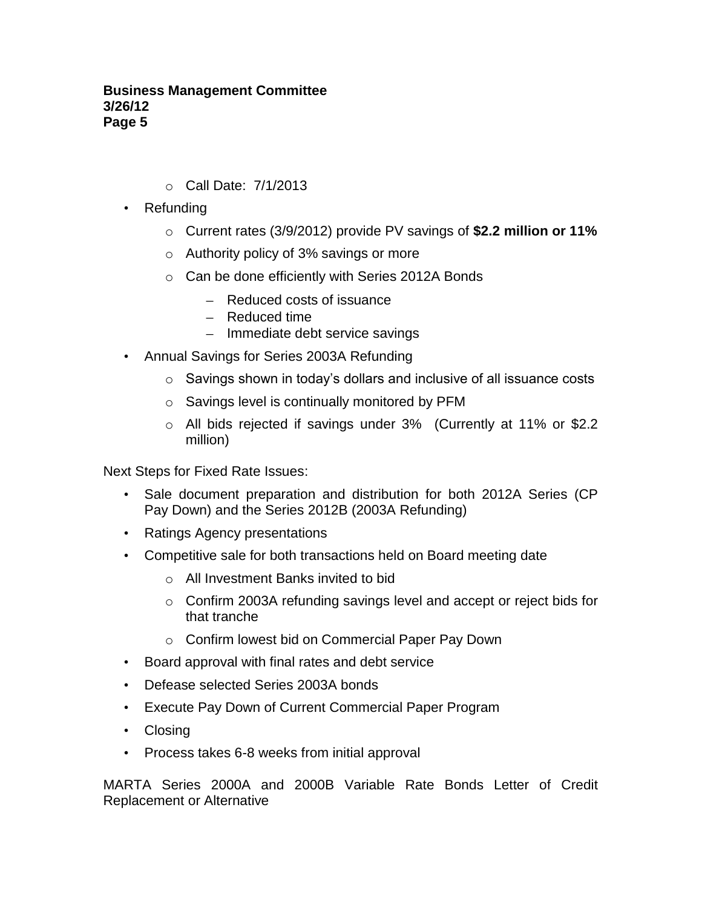- Call Date: 7/1/2013
- Refunding
  - Current rates (3/9/2012) provide PV savings of **$2.2 million or 11%**
  - Authority policy of 3% savings or more
  - Can be done efficiently with Series 2012A Bonds
    - Reduced costs of issuance
    - Reduced time
    - Immediate debt service savings
- Annual Savings for Series 2003A Refunding
  - Savings shown in today's dollars and inclusive of all issuance costs
  - Savings level is continually monitored by PFM
  - All bids rejected if savings under 3% (Currently at 11% or $2.2 million)

Next Steps for Fixed Rate Issues:

- Sale document preparation and distribution for both 2012A Series (CP Pay Down) and the Series 2012B (2003A Refunding)
- Ratings Agency presentations
- Competitive sale for both transactions held on Board meeting date
  - All Investment Banks invited to bid
  - Confirm 2003A refunding savings level and accept or reject bids for that tranche
  - Confirm lowest bid on Commercial Paper Pay Down
- Board approval with final rates and debt service
- Defease selected Series 2003A bonds
- Execute Pay Down of Current Commercial Paper Program
- Closing
- Process takes 6-8 weeks from initial approval

MARTA Series 2000A and 2000B Variable Rate Bonds Letter of Credit Replacement or Alternative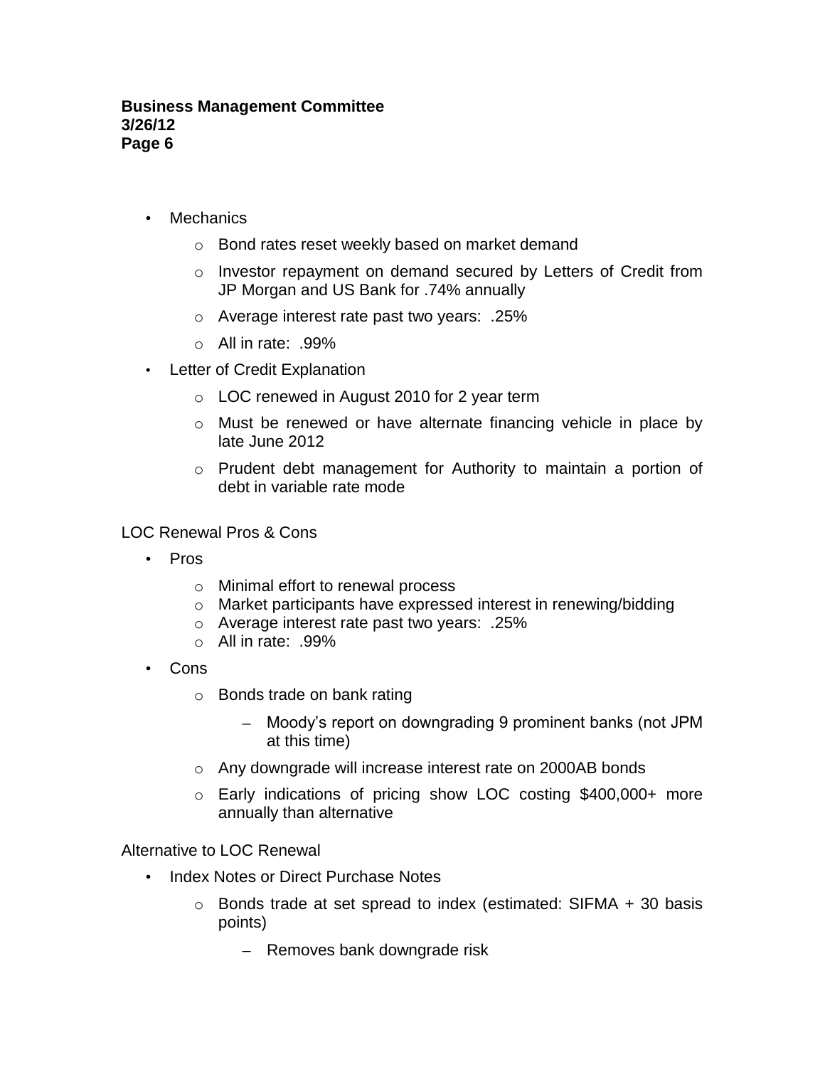- Mechanics
  - Bond rates reset weekly based on market demand
  - Investor repayment on demand secured by Letters of Credit from JP Morgan and US Bank for .74% annually
  - Average interest rate past two years: .25%
  - All in rate: .99%
- Letter of Credit Explanation
  - LOC renewed in August 2010 for 2 year term
  - Must be renewed or have alternate financing vehicle in place by late June 2012
  - Prudent debt management for Authority to maintain a portion of debt in variable rate mode

LOC Renewal Pros & Cons

- Pros
  - Minimal effort to renewal process
  - Market participants have expressed interest in renewing/bidding
  - Average interest rate past two years: .25%
  - All in rate: .99%
- Cons
  - Bonds trade on bank rating
    - Moody's report on downgrading 9 prominent banks (not JPM at this time)
  - Any downgrade will increase interest rate on 2000AB bonds
  - Early indications of pricing show LOC costing $400,000+ more annually than alternative

Alternative to LOC Renewal

- Index Notes or Direct Purchase Notes
  - Bonds trade at set spread to index (estimated: SIFMA + 30 basis points)
    - Removes bank downgrade risk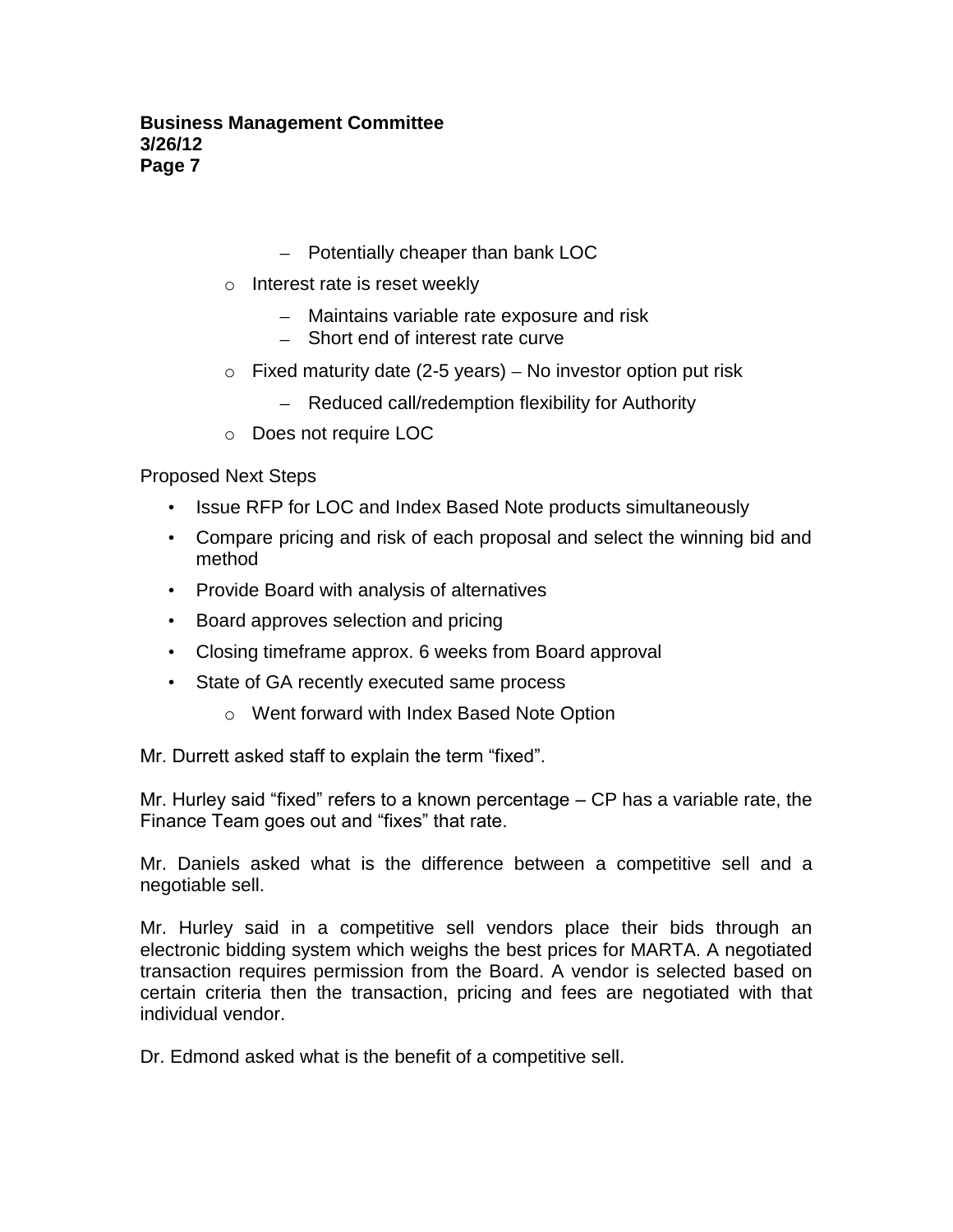- Potentially cheaper than bank LOC
  - Interest rate is reset weekly
    - Maintains variable rate exposure and risk
    - Short end of interest rate curve
  - Fixed maturity date (2-5 years) – No investor option put risk
    - Reduced call/redemption flexibility for Authority
  - Does not require LOC

Proposed Next Steps

- Issue RFP for LOC and Index Based Note products simultaneously
- Compare pricing and risk of each proposal and select the winning bid and method
- Provide Board with analysis of alternatives
- Board approves selection and pricing
- Closing timeframe approx. 6 weeks from Board approval
- State of GA recently executed same process
  - Went forward with Index Based Note Option

Mr. Durrett asked staff to explain the term "fixed".

Mr. Hurley said "fixed" refers to a known percentage – CP has a variable rate, the Finance Team goes out and "fixes" that rate.

Mr. Daniels asked what is the difference between a competitive sell and a negotiable sell.

Mr. Hurley said in a competitive sell vendors place their bids through an electronic bidding system which weighs the best prices for MARTA. A negotiated transaction requires permission from the Board. A vendor is selected based on certain criteria then the transaction, pricing and fees are negotiated with that individual vendor.

Dr. Edmond asked what is the benefit of a competitive sell.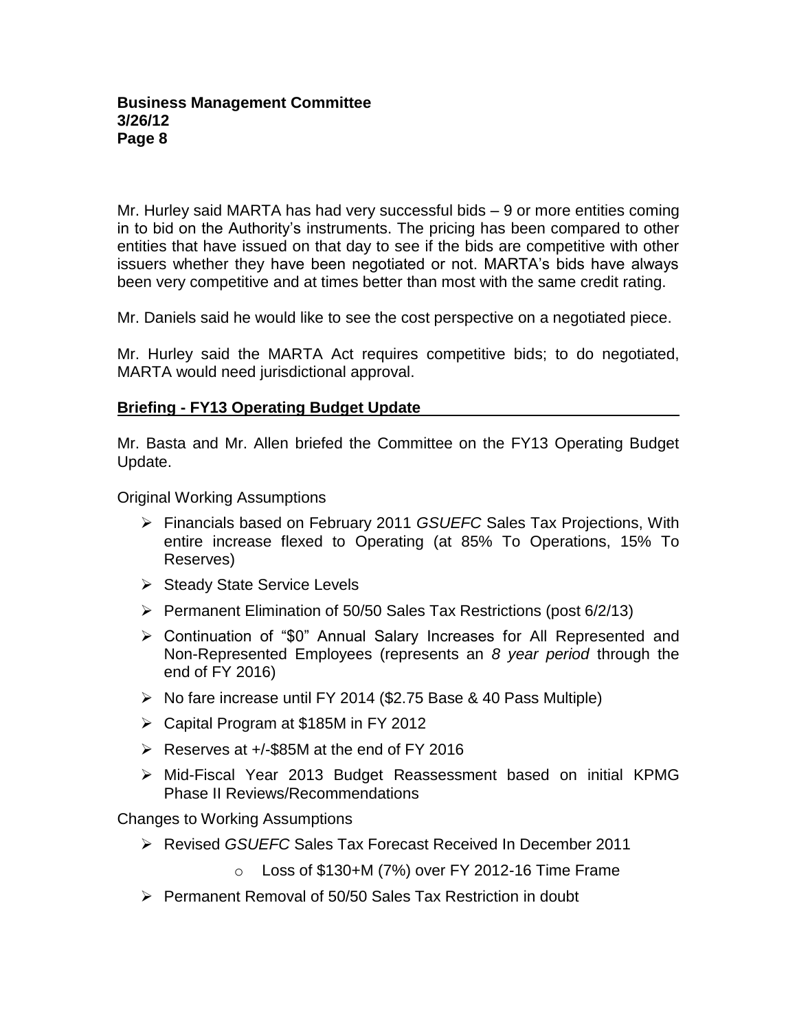Mr. Hurley said MARTA has had very successful bids – 9 or more entities coming in to bid on the Authority's instruments. The pricing has been compared to other entities that have issued on that day to see if the bids are competitive with other issuers whether they have been negotiated or not. MARTA's bids have always been very competitive and at times better than most with the same credit rating.

Mr. Daniels said he would like to see the cost perspective on a negotiated piece.

Mr. Hurley said the MARTA Act requires competitive bids; to do negotiated, MARTA would need jurisdictional approval.

**Briefing - FY13 Operating Budget Update**

Mr. Basta and Mr. Allen briefed the Committee on the FY13 Operating Budget Update.

Original Working Assumptions

- Financials based on February 2011 *GSUEFC* Sales Tax Projections, With entire increase flexed to Operating (at 85% To Operations, 15% To Reserves)
- Steady State Service Levels
- Permanent Elimination of 50/50 Sales Tax Restrictions (post 6/2/13)
- Continuation of "$0" Annual Salary Increases for All Represented and Non-Represented Employees (represents an *8 year period* through the end of FY 2016)
- No fare increase until FY 2014 ($2.75 Base & 40 Pass Multiple)
- Capital Program at $185M in FY 2012
- Reserves at +/-$85M at the end of FY 2016
- Mid-Fiscal Year 2013 Budget Reassessment based on initial KPMG Phase II Reviews/Recommendations

Changes to Working Assumptions

- Revised *GSUEFC* Sales Tax Forecast Received In December 2011
  - Loss of $130+M (7%) over FY 2012-16 Time Frame
- Permanent Removal of 50/50 Sales Tax Restriction in doubt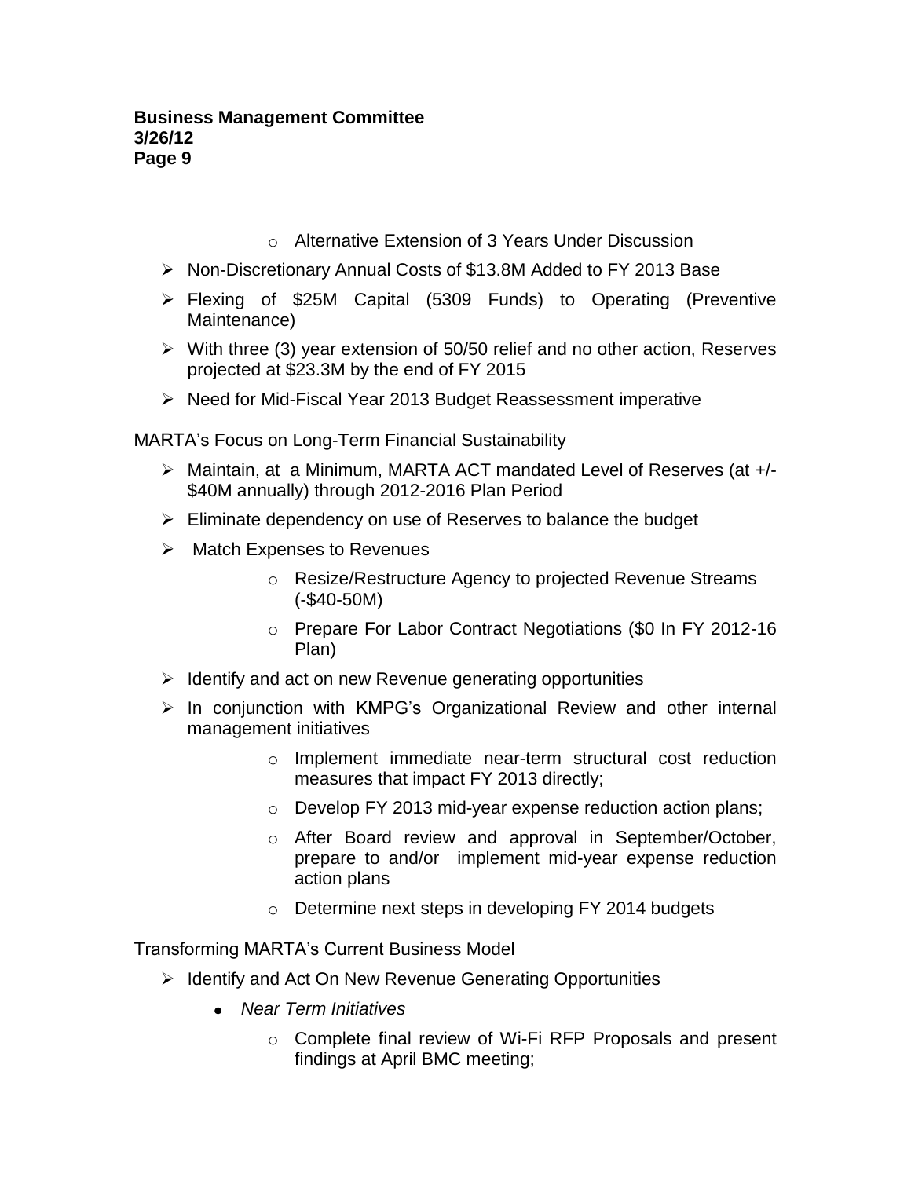- Alternative Extension of 3 Years Under Discussion
- Non-Discretionary Annual Costs of $13.8M Added to FY 2013 Base
- Flexing of $25M Capital (5309 Funds) to Operating (Preventive Maintenance)
- With three (3) year extension of 50/50 relief and no other action, Reserves projected at $23.3M by the end of FY 2015
- Need for Mid-Fiscal Year 2013 Budget Reassessment imperative

MARTA's Focus on Long-Term Financial Sustainability

- Maintain, at a Minimum, MARTA ACT mandated Level of Reserves (at +/- $40M annually) through 2012-2016 Plan Period
- Eliminate dependency on use of Reserves to balance the budget
- Match Expenses to Revenues
    - Resize/Restructure Agency to projected Revenue Streams (-$40-50M)
    - Prepare For Labor Contract Negotiations ($0 In FY 2012-16 Plan)
- Identify and act on new Revenue generating opportunities
- In conjunction with KMPG's Organizational Review and other internal management initiatives
    - Implement immediate near-term structural cost reduction measures that impact FY 2013 directly;
    - Develop FY 2013 mid-year expense reduction action plans;
    - After Board review and approval in September/October, prepare to and/or implement mid-year expense reduction action plans
    - Determine next steps in developing FY 2014 budgets

Transforming MARTA's Current Business Model

- Identify and Act On New Revenue Generating Opportunities
    - *Near Term Initiatives*
        - Complete final review of Wi-Fi RFP Proposals and present findings at April BMC meeting;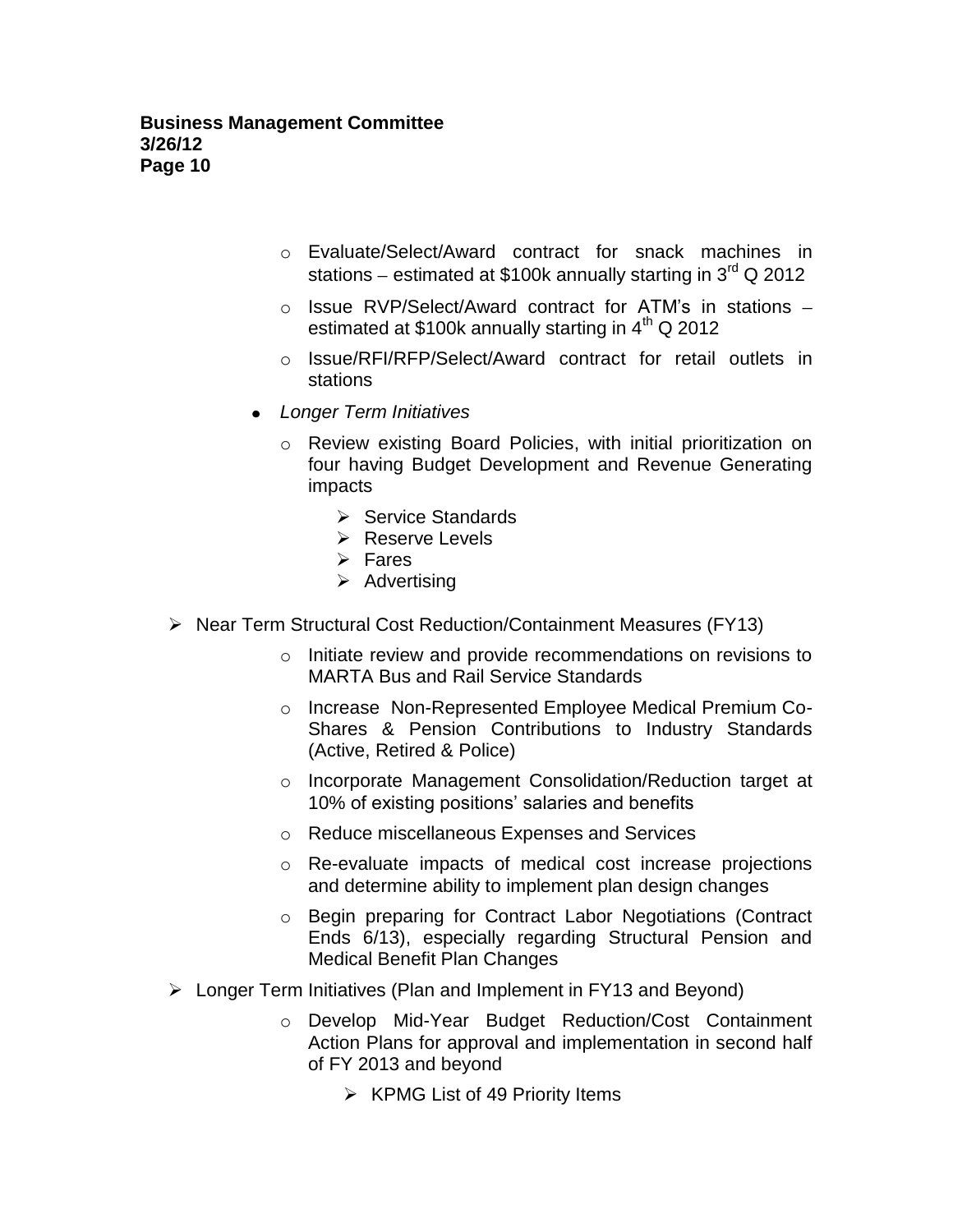- Evaluate/Select/Award contract for snack machines in stations – estimated at $100k annually starting in 3rd Q 2012
- Issue RVP/Select/Award contract for ATM's in stations – estimated at $100k annually starting in 4th Q 2012
- Issue/RFI/RFP/Select/Award contract for retail outlets in stations

- *Longer Term Initiatives*
  - Review existing Board Policies, with initial prioritization on four having Budget Development and Revenue Generating impacts
    - Service Standards
    - Reserve Levels
    - Fares
    - Advertising

- Near Term Structural Cost Reduction/Containment Measures (FY13)
  - Initiate review and provide recommendations on revisions to MARTA Bus and Rail Service Standards
  - Increase Non-Represented Employee Medical Premium Co-Shares & Pension Contributions to Industry Standards (Active, Retired & Police)
  - Incorporate Management Consolidation/Reduction target at 10% of existing positions' salaries and benefits
  - Reduce miscellaneous Expenses and Services
  - Re-evaluate impacts of medical cost increase projections and determine ability to implement plan design changes
  - Begin preparing for Contract Labor Negotiations (Contract Ends 6/13), especially regarding Structural Pension and Medical Benefit Plan Changes

- Longer Term Initiatives (Plan and Implement in FY13 and Beyond)
  - Develop Mid-Year Budget Reduction/Cost Containment Action Plans for approval and implementation in second half of FY 2013 and beyond
    - KPMG List of 49 Priority Items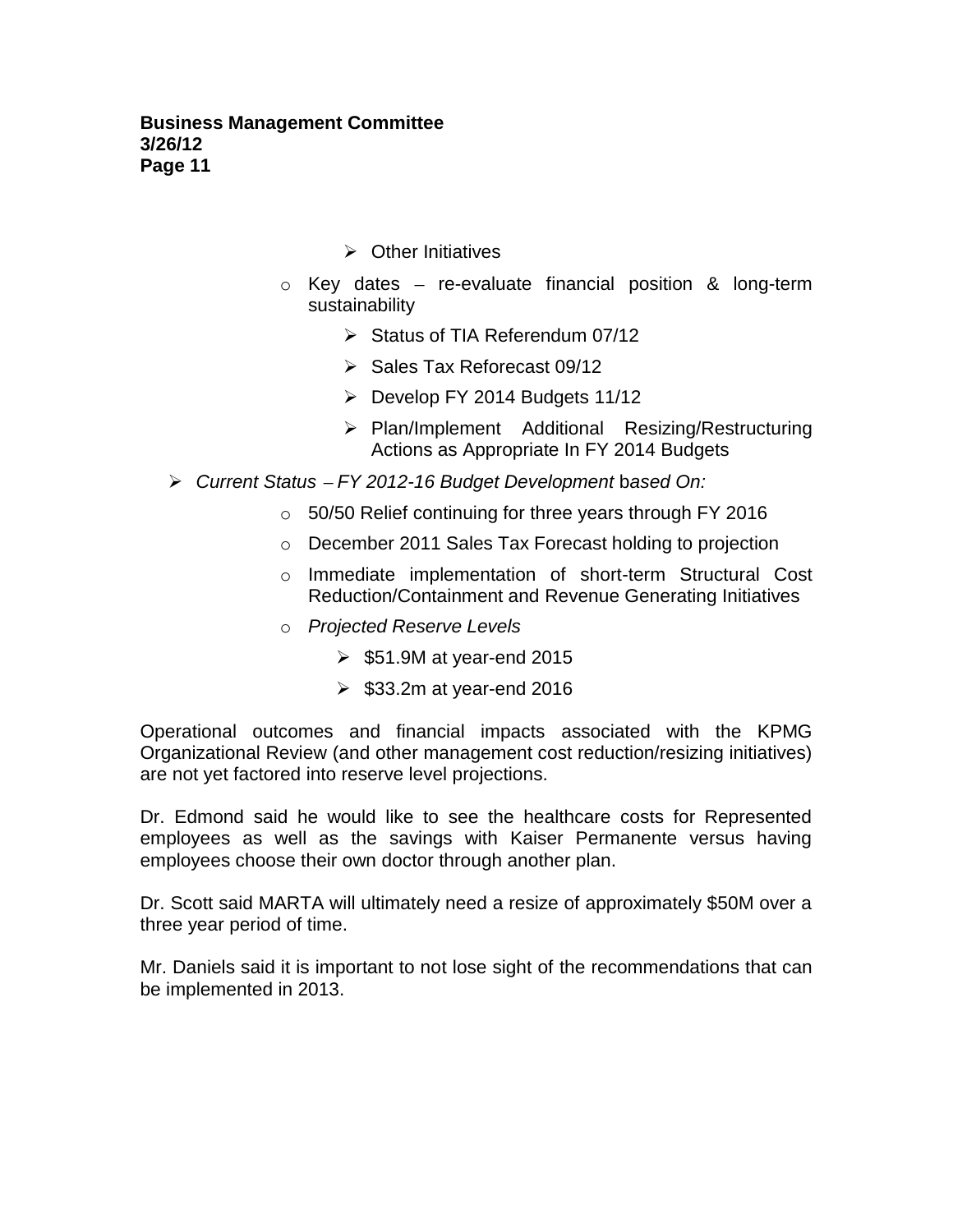- Other Initiatives
  - Key dates – re-evaluate financial position & long-term sustainability
    - Status of TIA Referendum 07/12
    - Sales Tax Reforecast 09/12
    - Develop FY 2014 Budgets 11/12
    - Plan/Implement Additional Resizing/Restructuring Actions as Appropriate In FY 2014 Budgets
- *Current Status – FY 2012-16 Budget Development* b*ased On:*
  - 50/50 Relief continuing for three years through FY 2016
  - December 2011 Sales Tax Forecast holding to projection
  - Immediate implementation of short-term Structural Cost Reduction/Containment and Revenue Generating Initiatives
  - *Projected Reserve Levels*
    - $51.9M at year-end 2015
    - $33.2m at year-end 2016

Operational outcomes and financial impacts associated with the KPMG Organizational Review (and other management cost reduction/resizing initiatives) are not yet factored into reserve level projections.

Dr. Edmond said he would like to see the healthcare costs for Represented employees as well as the savings with Kaiser Permanente versus having employees choose their own doctor through another plan.

Dr. Scott said MARTA will ultimately need a resize of approximately $50M over a three year period of time.

Mr. Daniels said it is important to not lose sight of the recommendations that can be implemented in 2013.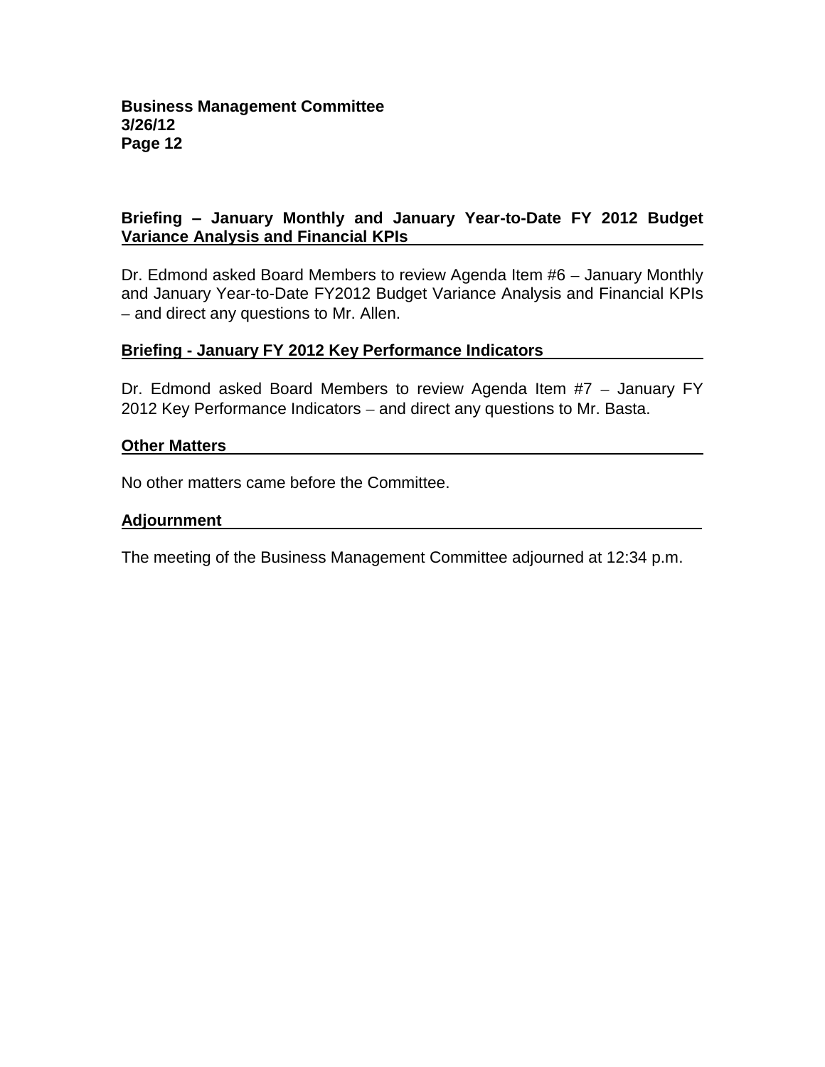**Briefing – January Monthly and January Year-to-Date FY 2012 Budget Variance Analysis and Financial KPIs**

Dr. Edmond asked Board Members to review Agenda Item #6 – January Monthly and January Year-to-Date FY2012 Budget Variance Analysis and Financial KPIs – and direct any questions to Mr. Allen.

**Briefing - January FY 2012 Key Performance Indicators**

Dr. Edmond asked Board Members to review Agenda Item #7 – January FY 2012 Key Performance Indicators – and direct any questions to Mr. Basta.

**Other Matters**

No other matters came before the Committee.

**Adjournment**

The meeting of the Business Management Committee adjourned at 12:34 p.m.